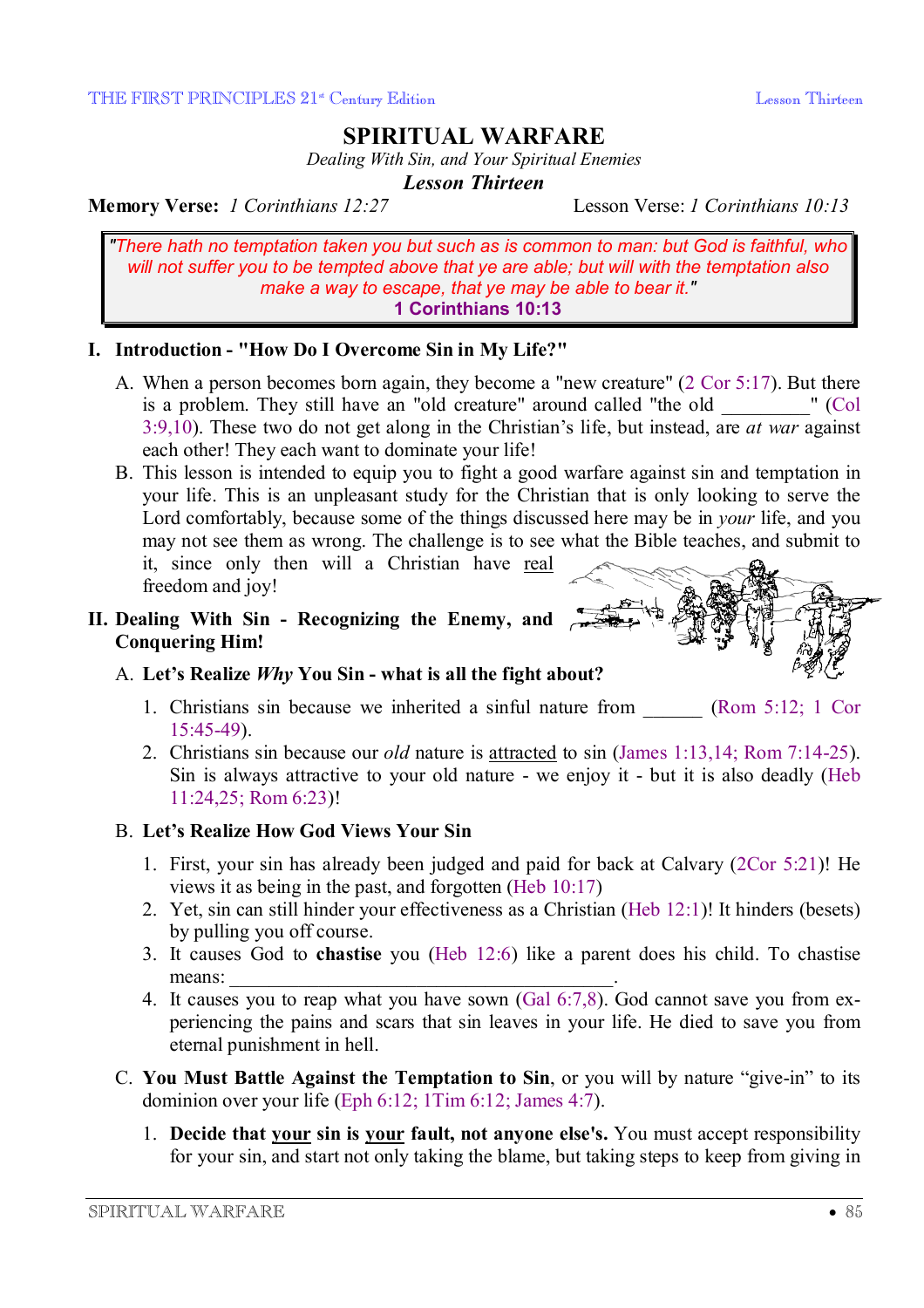# SPIRITUAL WARFARE

*Dealing With Sin, and Your Spiritual Enemies*

***Lesson Thirteen***

**Memory Verse:** *1 Corinthians 12:27* Lesson Verse: *1 Corinthians 10:13*

> *"There hath no temptation taken you but such as is common to man: but God is faithful, who will not suffer you to be tempted above that ye are able; but will with the temptation also make a way to escape, that ye may be able to bear it."*
> **1 Corinthians 10:13**

## I. Introduction - "How Do I Overcome Sin in My Life?"

A. When a person becomes born again, they become a "new creature" (2 Cor 5:17). But there is a problem. They still have an "old creature" around called "the old _________" (Col 3:9,10). These two do not get along in the Christian's life, but instead, are *at war* against each other! They each want to dominate your life!

B. This lesson is intended to equip you to fight a good warfare against sin and temptation in your life. This is an unpleasant study for the Christian that is only looking to serve the Lord comfortably, because some of the things discussed here may be in *your* life, and you may not see them as wrong. The challenge is to see what the Bible teaches, and submit to it, since only then will a Christian have real freedom and joy!

## II. Dealing With Sin - Recognizing the Enemy, and Conquering Him!

### A. Let's Realize *Why* You Sin - what is all the fight about?

1. Christians sin because we inherited a sinful nature from ______ (Rom 5:12; 1 Cor 15:45-49).
2. Christians sin because our *old* nature is attracted to sin (James 1:13,14; Rom 7:14-25). Sin is always attractive to your old nature - we enjoy it - but it is also deadly (Heb 11:24,25; Rom 6:23)!

### B. Let's Realize How God Views Your Sin

1. First, your sin has already been judged and paid for back at Calvary (2Cor 5:21)! He views it as being in the past, and forgotten (Heb 10:17)
2. Yet, sin can still hinder your effectiveness as a Christian (Heb 12:1)! It hinders (besets) by pulling you off course.
3. It causes God to **chastise** you (Heb 12:6) like a parent does his child. To chastise means: ____________________________________.
4. It causes you to reap what you have sown (Gal 6:7,8). God cannot save you from experiencing the pains and scars that sin leaves in your life. He died to save you from eternal punishment in hell.

### C. You Must Battle Against the Temptation to Sin, or you will by nature "give-in" to its dominion over your life (Eph 6:12; 1Tim 6:12; James 4:7).

1. **Decide that your sin is your fault, not anyone else's.** You must accept responsibility for your sin, and start not only taking the blame, but taking steps to keep from giving in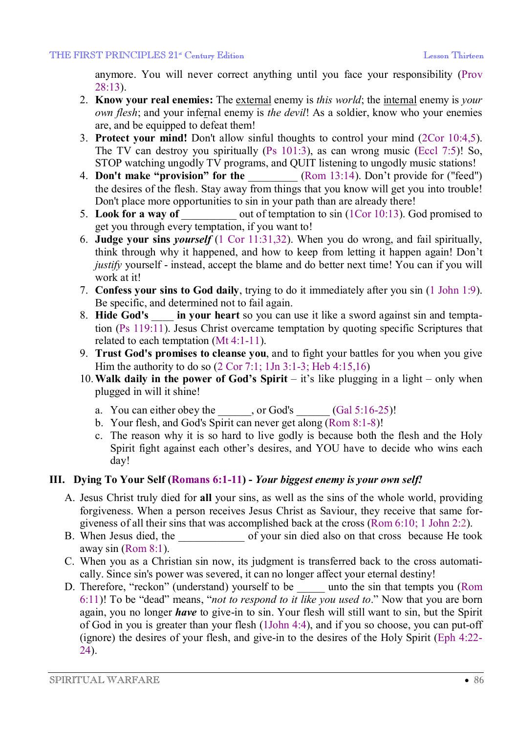anymore. You will never correct anything until you face your responsibility (Prov 28:13).

2. **Know your real enemies:** The external enemy is *this world*; the internal enemy is *your own flesh*; and your infernal enemy is *the devil*! As a soldier, know who your enemies are, and be equipped to defeat them!
3. **Protect your mind!** Don't allow sinful thoughts to control your mind (2Cor 10:4,5). The TV can destroy you spiritually (Ps 101:3), as can wrong music (Eccl 7:5)! So, STOP watching ungodly TV programs, and QUIT listening to ungodly music stations!
4. **Don't make "provision" for the** _________ (Rom 13:14). Don't provide for ("feed") the desires of the flesh. Stay away from things that you know will get you into trouble! Don't place more opportunities to sin in your path than are already there!
5. **Look for a way of** __________ out of temptation to sin (1Cor 10:13). God promised to get you through every temptation, if you want to!
6. **Judge your sins** ***yourself*** (1 Cor 11:31,32). When you do wrong, and fail spiritually, think through why it happened, and how to keep from letting it happen again! Don't *justify* yourself - instead, accept the blame and do better next time! You can if you will work at it!
7. **Confess your sins to God daily**, trying to do it immediately after you sin (1 John 1:9). Be specific, and determined not to fail again.
8. **Hide God's** ____ **in your heart** so you can use it like a sword against sin and temptation (Ps 119:11). Jesus Christ overcame temptation by quoting specific Scriptures that related to each temptation (Mt 4:1-11).
9. **Trust God's promises to cleanse you**, and to fight your battles for you when you give Him the authority to do so (2 Cor 7:1; 1Jn 3:1-3; Heb 4:15,16)
10. **Walk daily in the power of God's Spirit** – it's like plugging in a light – only when plugged in will it shine!
    a. You can either obey the ______, or God's ______ (Gal 5:16-25)!
    b. Your flesh, and God's Spirit can never get along (Rom 8:1-8)!
    c. The reason why it is so hard to live godly is because both the flesh and the Holy Spirit fight against each other's desires, and YOU have to decide who wins each day!

## III. Dying To Your Self (Romans 6:1-11) - *Your biggest enemy is your own self!*

A. Jesus Christ truly died for **all** your sins, as well as the sins of the whole world, providing forgiveness. When a person receives Jesus Christ as Saviour, they receive that same forgiveness of all their sins that was accomplished back at the cross (Rom 6:10; 1 John 2:2).

B. When Jesus died, the ____________ of your sin died also on that cross because He took away sin (Rom 8:1).

C. When you as a Christian sin now, its judgment is transferred back to the cross automatically. Since sin's power was severed, it can no longer affect your eternal destiny!

D. Therefore, "reckon" (understand) yourself to be _____ unto the sin that tempts you (Rom 6:11)! To be "dead" means, "*not to respond to it like you used to*." Now that you are born again, you no longer ***have*** to give-in to sin. Your flesh will still want to sin, but the Spirit of God in you is greater than your flesh (1John 4:4), and if you so choose, you can put-off (ignore) the desires of your flesh, and give-in to the desires of the Holy Spirit (Eph 4:22-24).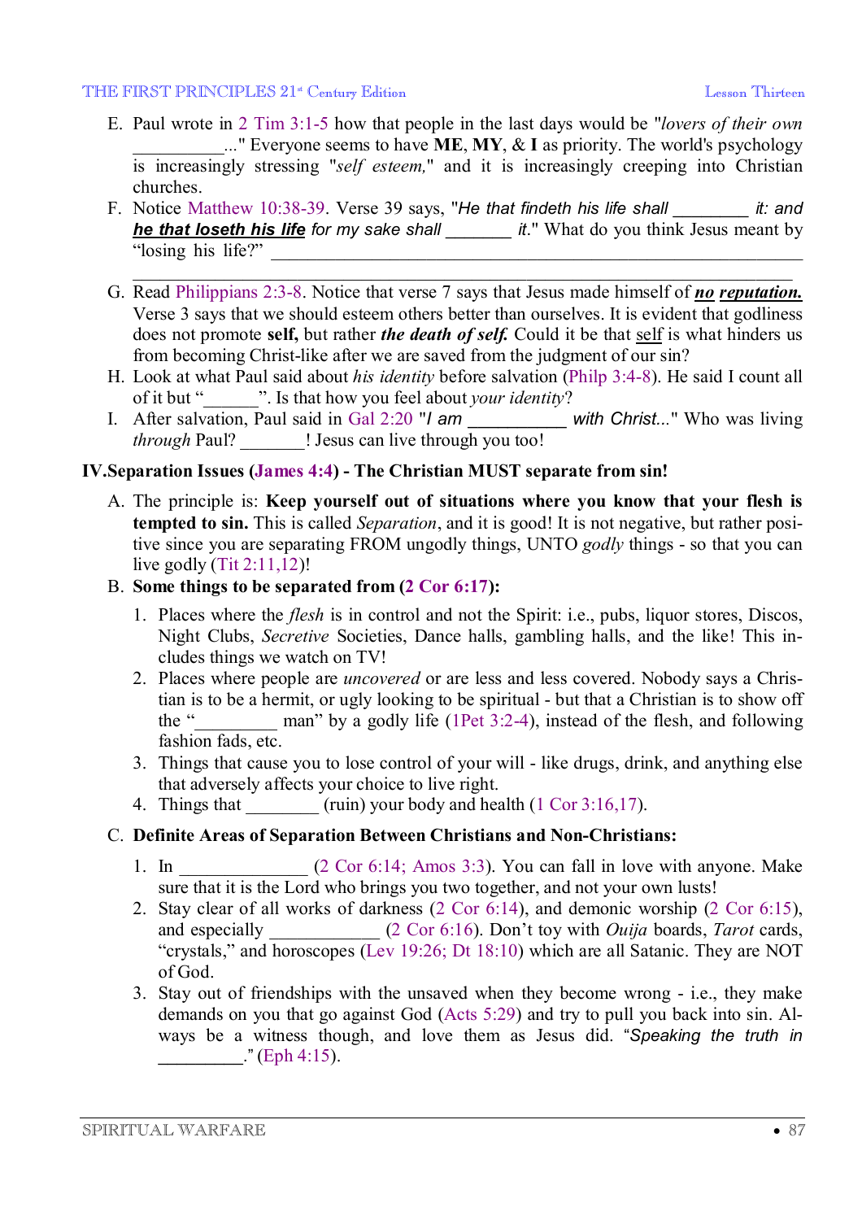E. Paul wrote in 2 Tim 3:1-5 how that people in the last days would be "*lovers of their own* __________..." Everyone seems to have **ME**, **MY**, & **I** as priority. The world's psychology is increasingly stressing "*self esteem,*" and it is increasingly creeping into Christian churches.

F. Notice Matthew 10:38-39. Verse 39 says, "*He that findeth his life shall* ________ *it: and* ***he that loseth his life*** *for my sake shall* _______ *it.*" What do you think Jesus meant by "losing his life?" ____________________________________________________________
____________________________________________________________

G. Read Philippians 2:3-8. Notice that verse 7 says that Jesus made himself of ***no reputation.*** Verse 3 says that we should esteem others better than ourselves. It is evident that godliness does not promote **self,** but rather ***the death of self.*** Could it be that self is what hinders us from becoming Christ-like after we are saved from the judgment of our sin?

H. Look at what Paul said about *his identity* before salvation (Philp 3:4-8). He said I count all of it but "______". Is that how you feel about *your identity*?

I. After salvation, Paul said in Gal 2:20 "*I am* ___________ *with Christ...*" Who was living *through* Paul? _______! Jesus can live through you too!

## IV. Separation Issues (James 4:4) - The Christian MUST separate from sin!

A. The principle is: **Keep yourself out of situations where you know that your flesh is tempted to sin.** This is called *Separation*, and it is good! It is not negative, but rather positive since you are separating FROM ungodly things, UNTO *godly* things - so that you can live godly (Tit 2:11,12)!

B. **Some things to be separated from (2 Cor 6:17):**

1. Places where the *flesh* is in control and not the Spirit: i.e., pubs, liquor stores, Discos, Night Clubs, *Secretive* Societies, Dance halls, gambling halls, and the like! This includes things we watch on TV!
2. Places where people are *uncovered* or are less and less covered. Nobody says a Christian is to be a hermit, or ugly looking to be spiritual - but that a Christian is to show off the "_________ man" by a godly life (1Pet 3:2-4), instead of the flesh, and following fashion fads, etc.
3. Things that cause you to lose control of your will - like drugs, drink, and anything else that adversely affects your choice to live right.
4. Things that ________ (ruin) your body and health (1 Cor 3:16,17).

C. **Definite Areas of Separation Between Christians and Non-Christians:**

1. In ______________ (2 Cor 6:14; Amos 3:3). You can fall in love with anyone. Make sure that it is the Lord who brings you two together, and not your own lusts!
2. Stay clear of all works of darkness (2 Cor 6:14), and demonic worship (2 Cor 6:15), and especially ____________ (2 Cor 6:16). Don't toy with *Ouija* boards, *Tarot* cards, "crystals," and horoscopes (Lev 19:26; Dt 18:10) which are all Satanic. They are NOT of God.
3. Stay out of friendships with the unsaved when they become wrong - i.e., they make demands on you that go against God (Acts 5:29) and try to pull you back into sin. Always be a witness though, and love them as Jesus did. "*Speaking the truth in* _________." (Eph 4:15).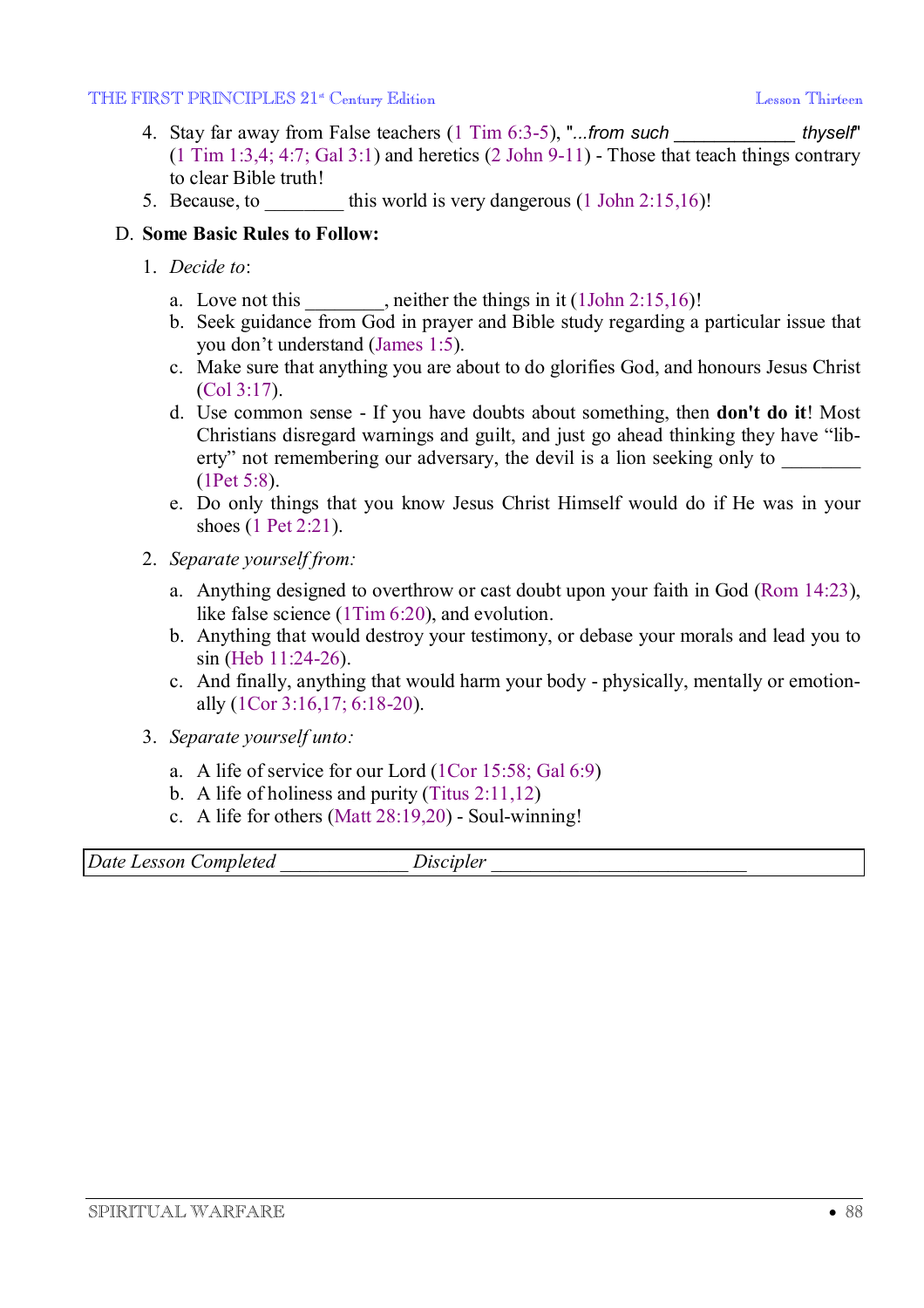4. Stay far away from False teachers (1 Tim 6:3-5), "*...from such ____________ thyself*" (1 Tim 1:3,4; 4:7; Gal 3:1) and heretics (2 John 9-11) - Those that teach things contrary to clear Bible truth!
5. Because, to ________ this world is very dangerous (1 John 2:15,16)!

D. **Some Basic Rules to Follow:**

1. *Decide to*:
   a. Love not this ________, neither the things in it (1John 2:15,16)!
   b. Seek guidance from God in prayer and Bible study regarding a particular issue that you don't understand (James 1:5).
   c. Make sure that anything you are about to do glorifies God, and honours Jesus Christ (Col 3:17).
   d. Use common sense - If you have doubts about something, then **don't do it**! Most Christians disregard warnings and guilt, and just go ahead thinking they have "liberty" not remembering our adversary, the devil is a lion seeking only to ________ (1Pet 5:8).
   e. Do only things that you know Jesus Christ Himself would do if He was in your shoes (1 Pet 2:21).
2. *Separate yourself from:*
   a. Anything designed to overthrow or cast doubt upon your faith in God (Rom 14:23), like false science (1Tim 6:20), and evolution.
   b. Anything that would destroy your testimony, or debase your morals and lead you to sin (Heb 11:24-26).
   c. And finally, anything that would harm your body - physically, mentally or emotionally (1Cor 3:16,17; 6:18-20).
3. *Separate yourself unto:*
   a. A life of service for our Lord (1Cor 15:58; Gal 6:9)
   b. A life of holiness and purity (Titus 2:11,12)
   c. A life for others (Matt 28:19,20) - Soul-winning!

*Date Lesson Completed* _____________ *Discipler* __________________________